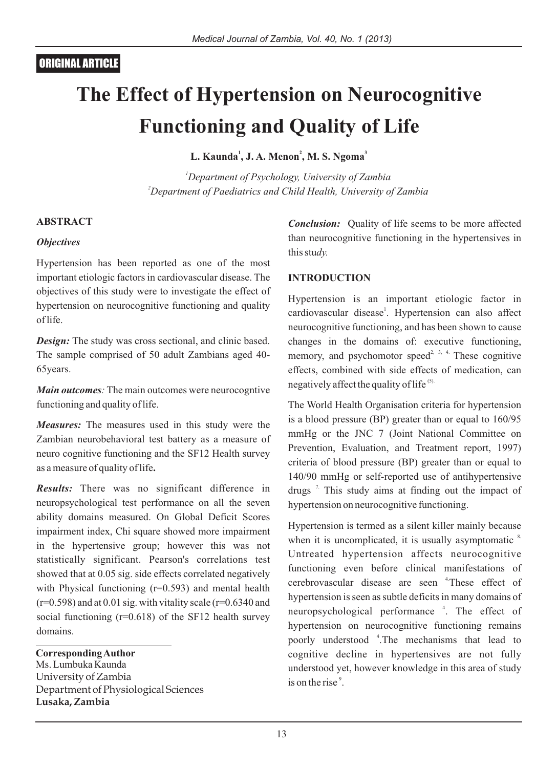ORIGINAL ARTICLE

# The Effect of Hypertension on Neurocognitive Functioning and Quality of Life

**L. Kaunda[1], J. A. Menon[2], M. S. Ngoma[3]**

*[1]Department of Psychology, University of Zambia*
*[2]Department of Paediatrics and Child Health, University of Zambia*

## ABSTRACT

### *Objectives*

Hypertension has been reported as one of the most important etiologic factors in cardiovascular disease. The objectives of this study were to investigate the effect of hypertension on neurocognitive functioning and quality of life.

***Design:*** The study was cross sectional, and clinic based. The sample comprised of 50 adult Zambians aged 40-65years.

***Main outcomes****:* The main outcomes were neurocogntive functioning and quality of life.

***Measures:*** The measures used in this study were the Zambian neurobehavioral test battery as a measure of neuro cognitive functioning and the SF12 Health survey as a measure of quality of life**.**

***Results:*** There was no significant difference in neuropsychological test performance on all the seven ability domains measured. On Global Deficit Scores impairment index, Chi square showed more impairment in the hypertensive group; however this was not statistically significant. Pearson's correlations test showed that at 0.05 sig. side effects correlated negatively with Physical functioning (r=0.593) and mental health (r=0.598) and at 0.01 sig. with vitality scale (r=0.6340 and social functioning (r=0.618) of the SF12 health survey domains.

***Conclusion:*** Quality of life seems to be more affected than neurocognitive functioning in the hypertensives in this stu*dy.*

**Corresponding Author**
Ms. Lumbuka Kaunda
University of Zambia
Department of Physiological Sciences
**Lusaka, Zambia**

## INTRODUCTION

Hypertension is an important etiologic factor in cardiovascular disease[1]. Hypertension can also affect neurocognitive functioning, and has been shown to cause changes in the domains of: executive functioning, memory, and psychomotor speed[2, 3, 4.] These cognitive effects, combined with side effects of medication, can negatively affect the quality of life [(5).]

The World Health Organisation criteria for hypertension is a blood pressure (BP) greater than or equal to 160/95 mmHg or the JNC 7 (Joint National Committee on Prevention, Evaluation, and Treatment report, 1997) criteria of blood pressure (BP) greater than or equal to 140/90 mmHg or self-reported use of antihypertensive drugs [7.] This study aims at finding out the impact of hypertension on neurocognitive functioning.

Hypertension is termed as a silent killer mainly because when it is uncomplicated, it is usually asymptomatic [8.] Untreated hypertension affects neurocognitive functioning even before clinical manifestations of cerebrovascular disease are seen [4]These effect of hypertension is seen as subtle deficits in many domains of neuropsychological performance [4]. The effect of hypertension on neurocognitive functioning remains poorly understood [4].The mechanisms that lead to cognitive decline in hypertensives are not fully understood yet, however knowledge in this area of study is on the rise [9].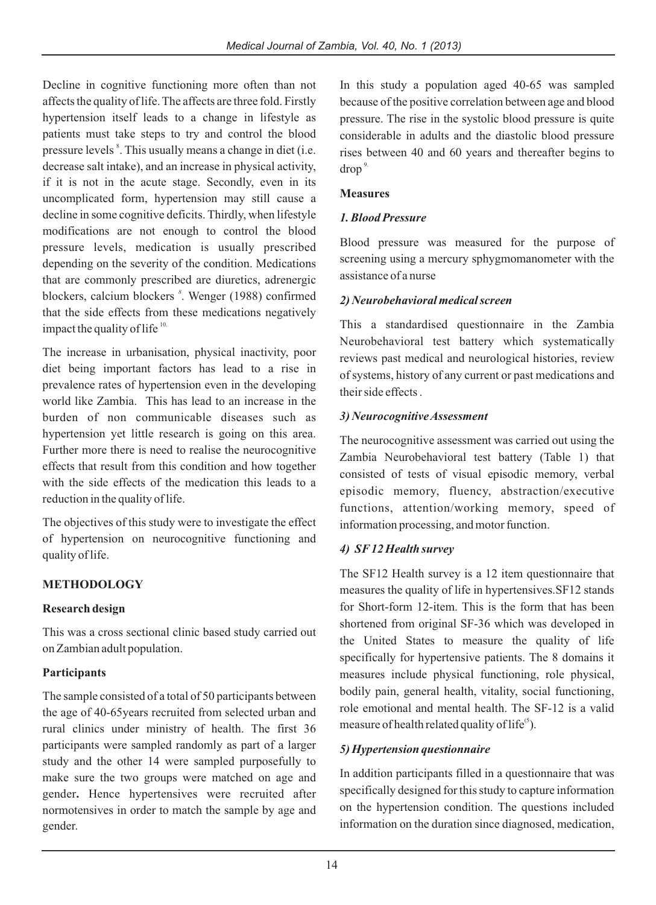Decline in cognitive functioning more often than not affects the quality of life. The affects are three fold. Firstly hypertension itself leads to a change in lifestyle as patients must take steps to try and control the blood pressure levels [8]. This usually means a change in diet (i.e. decrease salt intake), and an increase in physical activity, if it is not in the acute stage. Secondly, even in its uncomplicated form, hypertension may still cause a decline in some cognitive deficits. Thirdly, when lifestyle modifications are not enough to control the blood pressure levels, medication is usually prescribed depending on the severity of the condition. Medications that are commonly prescribed are diuretics, adrenergic blockers, calcium blockers [8]. Wenger (1988) confirmed that the side effects from these medications negatively impact the quality of life [10].

The increase in urbanisation, physical inactivity, poor diet being important factors has lead to a rise in prevalence rates of hypertension even in the developing world like Zambia. This has lead to an increase in the burden of non communicable diseases such as hypertension yet little research is going on this area. Further more there is need to realise the neurocognitive effects that result from this condition and how together with the side effects of the medication this leads to a reduction in the quality of life.

The objectives of this study were to investigate the effect of hypertension on neurocognitive functioning and quality of life.

## METHODOLOGY

### Research design

This was a cross sectional clinic based study carried out on Zambian adult population.

### Participants

The sample consisted of a total of 50 participants between the age of 40-65years recruited from selected urban and rural clinics under ministry of health. The first 36 participants were sampled randomly as part of a larger study and the other 14 were sampled purposefully to make sure the two groups were matched on age and gender**.** Hence hypertensives were recruited after normotensives in order to match the sample by age and gender.

In this study a population aged 40-65 was sampled because of the positive correlation between age and blood pressure. The rise in the systolic blood pressure is quite considerable in adults and the diastolic blood pressure rises between 40 and 60 years and thereafter begins to drop [9].

### Measures

#### *1. Blood Pressure*

Blood pressure was measured for the purpose of screening using a mercury sphygmomanometer with the assistance of a nurse

#### *2) Neurobehavioral medical screen*

This a standardised questionnaire in the Zambia Neurobehavioral test battery which systematically reviews past medical and neurological histories, review of systems, history of any current or past medications and their side effects .

#### *3) Neurocognitive Assessment*

The neurocognitive assessment was carried out using the Zambia Neurobehavioral test battery (Table 1) that consisted of tests of visual episodic memory, verbal episodic memory, fluency, abstraction/executive functions, attention/working memory, speed of information processing, and motor function.

#### *4) SF12 Health survey*

The SF12 Health survey is a 12 item questionnaire that measures the quality of life in hypertensives.SF12 stands for Short-form 12-item. This is the form that has been shortened from original SF-36 which was developed in the United States to measure the quality of life specifically for hypertensive patients. The 8 domains it measures include physical functioning, role physical, bodily pain, general health, vitality, social functioning, role emotional and mental health. The SF-12 is a valid measure of health related quality of life[5]).

#### *5) Hypertension questionnaire*

In addition participants filled in a questionnaire that was specifically designed for this study to capture information on the hypertension condition. The questions included information on the duration since diagnosed, medication,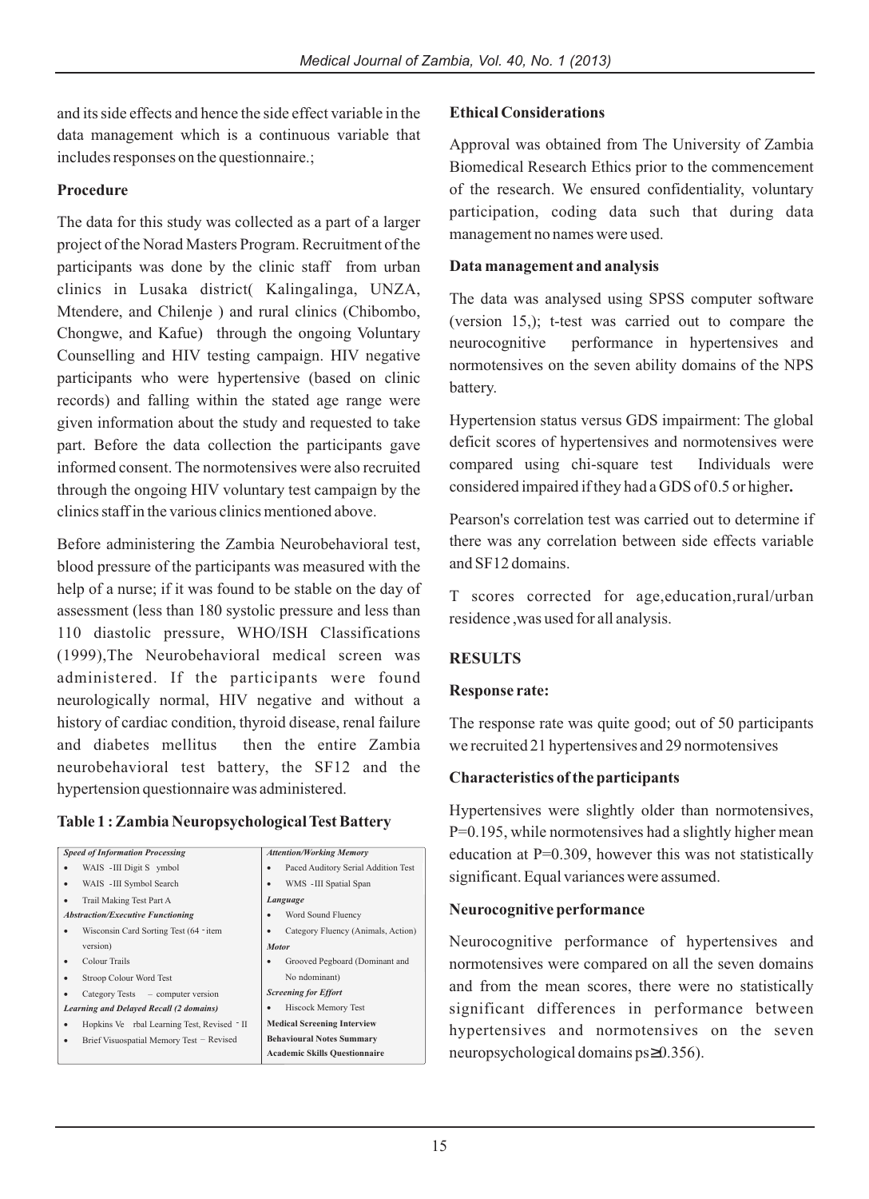and its side effects and hence the side effect variable in the data management which is a continuous variable that includes responses on the questionnaire.;

**Procedure**

The data for this study was collected as a part of a larger project of the Norad Masters Program. Recruitment of the participants was done by the clinic staff from urban clinics in Lusaka district( Kalingalinga, UNZA, Mtendere, and Chilenje ) and rural clinics (Chibombo, Chongwe, and Kafue) through the ongoing Voluntary Counselling and HIV testing campaign. HIV negative participants who were hypertensive (based on clinic records) and falling within the stated age range were given information about the study and requested to take part. Before the data collection the participants gave informed consent. The normotensives were also recruited through the ongoing HIV voluntary test campaign by the clinics staff in the various clinics mentioned above.

Before administering the Zambia Neurobehavioral test, blood pressure of the participants was measured with the help of a nurse; if it was found to be stable on the day of assessment (less than 180 systolic pressure and less than 110 diastolic pressure, WHO/ISH Classifications (1999),The Neurobehavioral medical screen was administered. If the participants were found neurologically normal, HIV negative and without a history of cardiac condition, thyroid disease, renal failure and diabetes mellitus then the entire Zambia neurobehavioral test battery, the SF12 and the hypertension questionnaire was administered.

**Table 1 : Zambia Neuropsychological Test Battery**

| | |
|---|---|
| ***Speed of Information Processing*** | ***Attention/Working Memory*** |
| • WAIS -III Digit Symbol | • Paced Auditory Serial Addition Test |
| • WAIS -III Symbol Search | • WMS -III Spatial Span |
| • Trail Making Test Part A | ***Language*** |
| ***Abstraction/Executive Functioning*** | • Word Sound Fluency |
| • Wisconsin Card Sorting Test (64 - item version) | • Category Fluency (Animals, Action) |
| • Colour Trails | ***Motor*** |
| • Stroop Colour Word Test | • Grooved Pegboard (Dominant and Nondominant) |
| • Category Tests – computer version | ***Screening for Effort*** |
| ***Learning and Delayed Recall (2 domains)*** | • Hiscock Memory Test |
| • Hopkins Verbal Learning Test, Revised - II | **Medical Screening Interview** |
| • Brief Visuospatial Memory Test – Revised | **Behavioural Notes Summary** |
| | **Academic Skills Questionnaire** |

**Ethical Considerations**

Approval was obtained from The University of Zambia Biomedical Research Ethics prior to the commencement of the research. We ensured confidentiality, voluntary participation, coding data such that during data management no names were used.

**Data management and analysis**

The data was analysed using SPSS computer software (version 15,); t-test was carried out to compare the neurocognitive performance in hypertensives and normotensives on the seven ability domains of the NPS battery.

Hypertension status versus GDS impairment: The global deficit scores of hypertensives and normotensives were compared using chi-square test Individuals were considered impaired if they had a GDS of 0.5 or higher**.**

Pearson's correlation test was carried out to determine if there was any correlation between side effects variable and SF12 domains.

T scores corrected for age,education,rural/urban residence ,was used for all analysis.

## RESULTS

**Response rate:**

The response rate was quite good; out of 50 participants we recruited 21 hypertensives and 29 normotensives

**Characteristics of the participants**

Hypertensives were slightly older than normotensives, P=0.195, while normotensives had a slightly higher mean education at P=0.309, however this was not statistically significant. Equal variances were assumed.

**Neurocognitive performance**

Neurocognitive performance of hypertensives and normotensives were compared on all the seven domains and from the mean scores, there were no statistically significant differences in performance between hypertensives and normotensives on the seven neuropsychological domains ps≥0.356).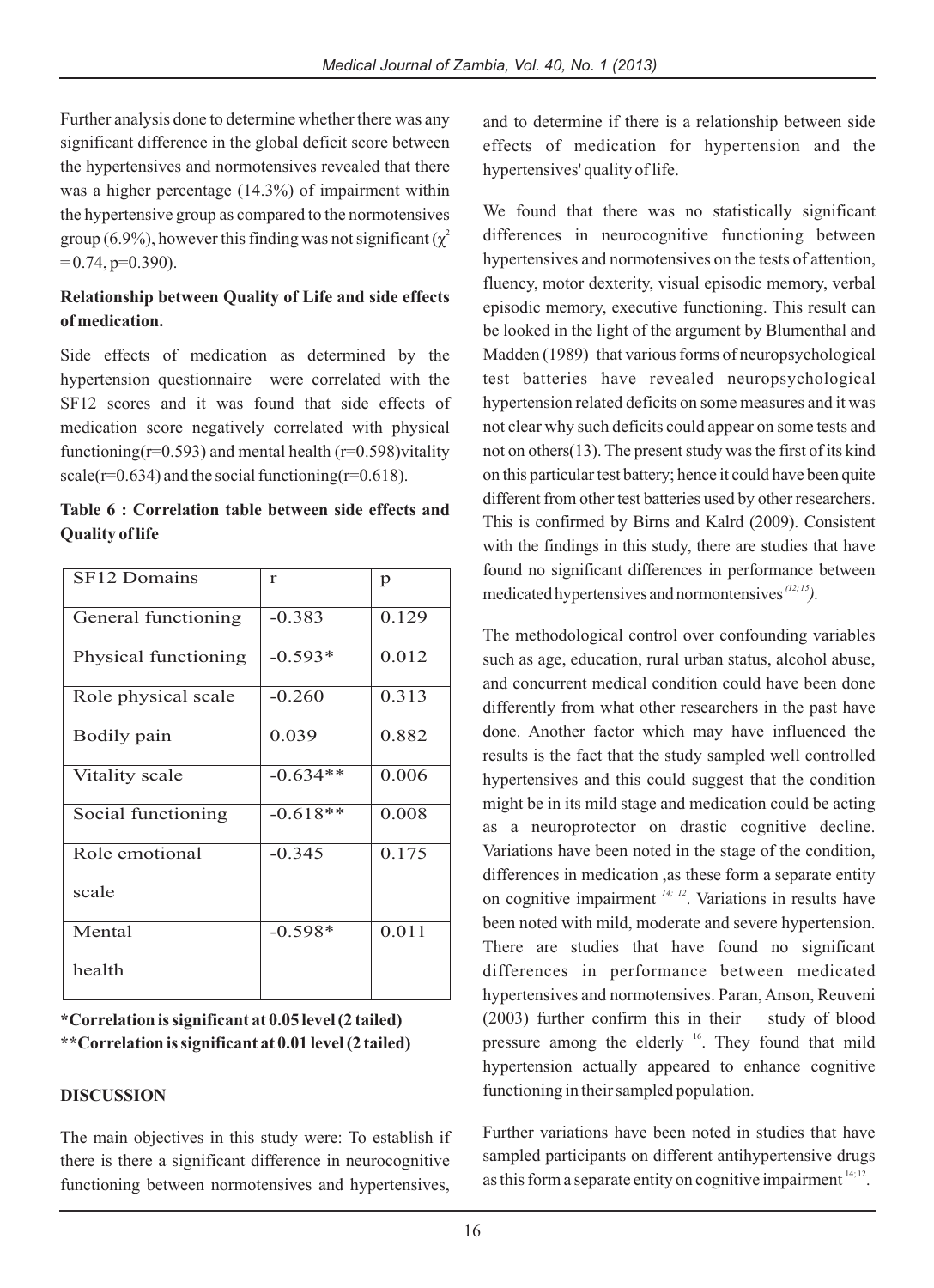Further analysis done to determine whether there was any significant difference in the global deficit score between the hypertensives and normotensives revealed that there was a higher percentage (14.3%) of impairment within the hypertensive group as compared to the normotensives group (6.9%), however this finding was not significant ($\chi^2 = 0.74$, p=0.390).

**Relationship between Quality of Life and side effects of medication.**

Side effects of medication as determined by the hypertension questionnaire were correlated with the SF12 scores and it was found that side effects of medication score negatively correlated with physical functioning(r=0.593) and mental health (r=0.598)vitality scale(r=0.634) and the social functioning(r=0.618).

**Table 6 : Correlation table between side effects and Quality of life**

| SF12 Domains | r | p |
|---|---|---|
| General functioning | -0.383 | 0.129 |
| Physical functioning | -0.593* | 0.012 |
| Role physical scale | -0.260 | 0.313 |
| Bodily pain | 0.039 | 0.882 |
| Vitality scale | -0.634** | 0.006 |
| Social functioning | -0.618** | 0.008 |
| Role emotional scale | -0.345 | 0.175 |
| Mental health | -0.598* | 0.011 |

**\*Correlation is significant at 0.05 level (2 tailed)**
**\*\*Correlation is significant at 0.01 level (2 tailed)**

## DISCUSSION

The main objectives in this study were: To establish if there is there a significant difference in neurocognitive functioning between normotensives and hypertensives, and to determine if there is a relationship between side effects of medication for hypertension and the hypertensives' quality of life.

We found that there was no statistically significant differences in neurocognitive functioning between hypertensives and normotensives on the tests of attention, fluency, motor dexterity, visual episodic memory, verbal episodic memory, executive functioning. This result can be looked in the light of the argument by Blumenthal and Madden (1989) that various forms of neuropsychological test batteries have revealed neuropsychological hypertension related deficits on some measures and it was not clear why such deficits could appear on some tests and not on others(13). The present study was the first of its kind on this particular test battery; hence it could have been quite different from other test batteries used by other researchers. This is confirmed by Birns and Kalrd (2009). Consistent with the findings in this study, there are studies that have found no significant differences in performance between medicated hypertensives and normontensives *[12; 15])*.

The methodological control over confounding variables such as age, education, rural urban status, alcohol abuse, and concurrent medical condition could have been done differently from what other researchers in the past have done. Another factor which may have influenced the results is the fact that the study sampled well controlled hypertensives and this could suggest that the condition might be in its mild stage and medication could be acting as a neuroprotector on drastic cognitive decline. Variations have been noted in the stage of the condition, differences in medication ,as these form a separate entity on cognitive impairment [14; 12]. Variations in results have been noted with mild, moderate and severe hypertension. There are studies that have found no significant differences in performance between medicated hypertensives and normotensives. Paran, Anson, Reuveni (2003) further confirm this in their study of blood pressure among the elderly [16]. They found that mild hypertension actually appeared to enhance cognitive functioning in their sampled population.

Further variations have been noted in studies that have sampled participants on different antihypertensive drugs as this form a separate entity on cognitive impairment [14; 12].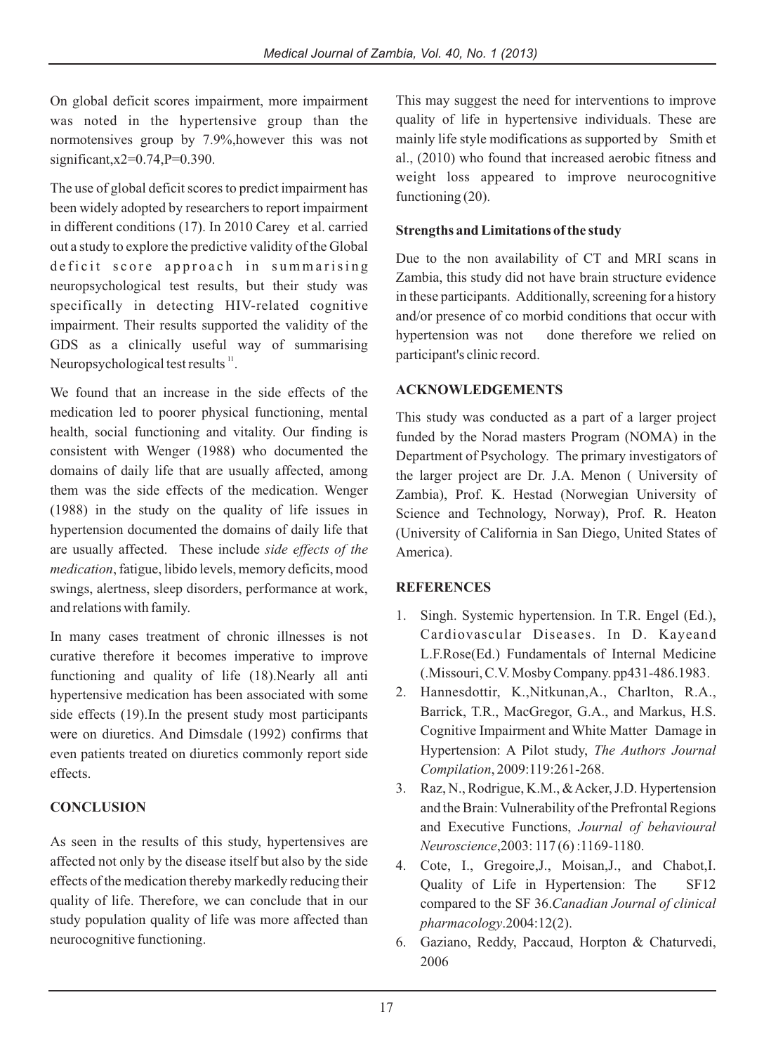On global deficit scores impairment, more impairment was noted in the hypertensive group than the normotensives group by 7.9%,however this was not significant,$x2=0.74, P=0.390$.

The use of global deficit scores to predict impairment has been widely adopted by researchers to report impairment in different conditions (17). In 2010 Carey et al. carried out a study to explore the predictive validity of the Global deficit score approach in summarising neuropsychological test results, but their study was specifically in detecting HIV-related cognitive impairment. Their results supported the validity of the GDS as a clinically useful way of summarising Neuropsychological test results [11].

We found that an increase in the side effects of the medication led to poorer physical functioning, mental health, social functioning and vitality. Our finding is consistent with Wenger (1988) who documented the domains of daily life that are usually affected, among them was the side effects of the medication. Wenger (1988) in the study on the quality of life issues in hypertension documented the domains of daily life that are usually affected. These include *side effects of the medication*, fatigue, libido levels, memory deficits, mood swings, alertness, sleep disorders, performance at work, and relations with family.

In many cases treatment of chronic illnesses is not curative therefore it becomes imperative to improve functioning and quality of life (18).Nearly all anti hypertensive medication has been associated with some side effects (19).In the present study most participants were on diuretics. And Dimsdale (1992) confirms that even patients treated on diuretics commonly report side effects.

## CONCLUSION

As seen in the results of this study, hypertensives are affected not only by the disease itself but also by the side effects of the medication thereby markedly reducing their quality of life. Therefore, we can conclude that in our study population quality of life was more affected than neurocognitive functioning.

This may suggest the need for interventions to improve quality of life in hypertensive individuals. These are mainly life style modifications as supported by Smith et al., (2010) who found that increased aerobic fitness and weight loss appeared to improve neurocognitive functioning (20).

### Strengths and Limitations of the study

Due to the non availability of CT and MRI scans in Zambia, this study did not have brain structure evidence in these participants. Additionally, screening for a history and/or presence of co morbid conditions that occur with hypertension was not done therefore we relied on participant's clinic record.

## ACKNOWLEDGEMENTS

This study was conducted as a part of a larger project funded by the Norad masters Program (NOMA) in the Department of Psychology. The primary investigators of the larger project are Dr. J.A. Menon ( University of Zambia), Prof. K. Hestad (Norwegian University of Science and Technology, Norway), Prof. R. Heaton (University of California in San Diego, United States of America).

## REFERENCES

1. Singh. Systemic hypertension. In T.R. Engel (Ed.), Cardiovascular Diseases. In D. Kayeand L.F.Rose(Ed.) Fundamentals of Internal Medicine (.Missouri, C.V. Mosby Company. pp431-486.1983.
2. Hannesdottir, K.,Nitkunan,A., Charlton, R.A., Barrick, T.R., MacGregor, G.A., and Markus, H.S. Cognitive Impairment and White Matter Damage in Hypertension: A Pilot study, *The Authors Journal Compilation*, 2009:119:261-268.
3. Raz, N., Rodrigue, K.M., & Acker, J.D. Hypertension and the Brain: Vulnerability of the Prefrontal Regions and Executive Functions, *Journal of behavioural Neuroscience*,2003: 117 (6) :1169-1180.
4. Cote, I., Gregoire,J., Moisan,J., and Chabot,I. Quality of Life in Hypertension: The SF12 compared to the SF 36.*Canadian Journal of clinical pharmacology*.2004:12(2).
6. Gaziano, Reddy, Paccaud, Horpton & Chaturvedi, 2006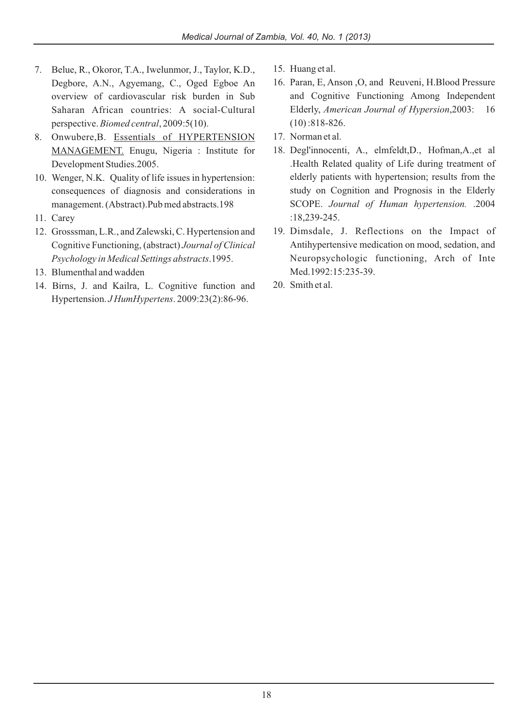7. Belue, R., Okoror, T.A., Iwelunmor, J., Taylor, K.D., Degbore, A.N., Agyemang, C., Oged Egboe An overview of cardiovascular risk burden in Sub Saharan African countries: A social-Cultural perspective. *Biomed central*, 2009:5(10).
8. Onwubere,B. Essentials of HYPERTENSION MANAGEMENT. Enugu, Nigeria : Institute for Development Studies.2005.
10. Wenger, N.K. Quality of life issues in hypertension: consequences of diagnosis and considerations in management. (Abstract).Pub med abstracts.198
11. Carey
12. Grosssman, L.R., and Zalewski, C. Hypertension and Cognitive Functioning, (abstract) *Journal of Clinical Psychology in Medical Settings abstracts*.1995.
13. Blumenthal and wadden
14. Birns, J. and Kailra, L. Cognitive function and Hypertension. *J HumHypertens*. 2009:23(2):86-96.
15. Huang et al.
16. Paran, E, Anson ,O, and Reuveni, H.Blood Pressure and Cognitive Functioning Among Independent Elderly, *American Journal of Hypersion*,2003: 16 (10) :818-826.
17. Norman et al.
18. Degl'innocenti, A., elmfeldt,D., Hofman,A.,et al .Health Related quality of Life during treatment of elderly patients with hypertension; results from the study on Cognition and Prognosis in the Elderly SCOPE. *Journal of Human hypertension.* .2004 :18,239-245.
19. Dimsdale, J. Reflections on the Impact of Antihypertensive medication on mood, sedation, and Neuropsychologic functioning, Arch of Inte Med.1992:15:235-39.
20. Smith et al.